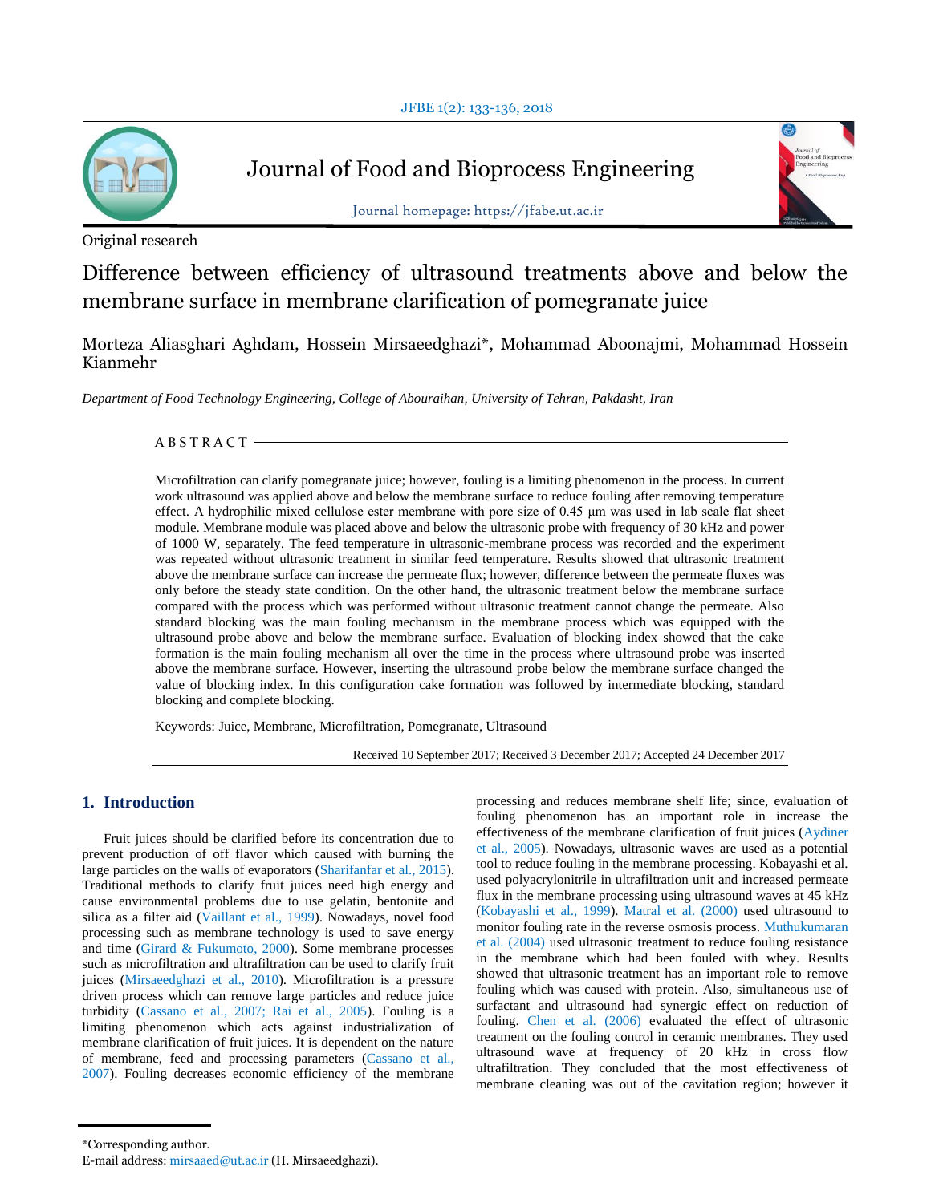Original research

# Difference between efficiency of ultrasound treatments above and below the membrane surface in membrane clarification of pomegranate juice

Morteza Aliasghari Aghdam, Hossein Mirsaeedghazi*, Mohammad Aboonajmi, Mohammad Hossein Kianmehr

*Department of Food Technology Engineering, College of Abouraihan, University of Tehran, Pakdasht, Iran*

## ABSTRACT

Microfiltration can clarify pomegranate juice; however, fouling is a limiting phenomenon in the process. In current work ultrasound was applied above and below the membrane surface to reduce fouling after removing temperature effect. A hydrophilic mixed cellulose ester membrane with pore size of 0.45 μm was used in lab scale flat sheet module. Membrane module was placed above and below the ultrasonic probe with frequency of 30 kHz and power of 1000 W, separately. The feed temperature in ultrasonic-membrane process was recorded and the experiment was repeated without ultrasonic treatment in similar feed temperature. Results showed that ultrasonic treatment above the membrane surface can increase the permeate flux; however, difference between the permeate fluxes was only before the steady state condition. On the other hand, the ultrasonic treatment below the membrane surface compared with the process which was performed without ultrasonic treatment cannot change the permeate. Also standard blocking was the main fouling mechanism in the membrane process which was equipped with the ultrasound probe above and below the membrane surface. Evaluation of blocking index showed that the cake formation is the main fouling mechanism all over the time in the process where ultrasound probe was inserted above the membrane surface. However, inserting the ultrasound probe below the membrane surface changed the value of blocking index. In this configuration cake formation was followed by intermediate blocking, standard blocking and complete blocking.

Keywords: Juice, Membrane, Microfiltration, Pomegranate, Ultrasound

Received 10 September 2017; Received 3 December 2017; Accepted 24 December 2017

## 1. Introduction

Fruit juices should be clarified before its concentration due to prevent production of off flavor which caused with burning the large particles on the walls of evaporators (Sharifanfar et al., 2015). Traditional methods to clarify fruit juices need high energy and cause environmental problems due to use gelatin, bentonite and silica as a filter aid (Vaillant et al., 1999). Nowadays, novel food processing such as membrane technology is used to save energy and time (Girard & Fukumoto, 2000). Some membrane processes such as microfiltration and ultrafiltration can be used to clarify fruit juices (Mirsaeedghazi et al., 2010). Microfiltration is a pressure driven process which can remove large particles and reduce juice turbidity (Cassano et al., 2007; Rai et al., 2005). Fouling is a limiting phenomenon which acts against industrialization of membrane clarification of fruit juices. It is dependent on the nature of membrane, feed and processing parameters (Cassano et al., 2007). Fouling decreases economic efficiency of the membrane processing and reduces membrane shelf life; since, evaluation of fouling phenomenon has an important role in increase the effectiveness of the membrane clarification of fruit juices (Aydiner et al., 2005). Nowadays, ultrasonic waves are used as a potential tool to reduce fouling in the membrane processing. Kobayashi et al. used polyacrylonitrile in ultrafiltration unit and increased permeate flux in the membrane processing using ultrasound waves at 45 kHz (Kobayashi et al., 1999). Matral et al. (2000) used ultrasound to monitor fouling rate in the reverse osmosis process. Muthukumaran et al. (2004) used ultrasonic treatment to reduce fouling resistance in the membrane which had been fouled with whey. Results showed that ultrasonic treatment has an important role to remove fouling which was caused with protein. Also, simultaneous use of surfactant and ultrasound had synergic effect on reduction of fouling. Chen et al. (2006) evaluated the effect of ultrasonic treatment on the fouling control in ceramic membranes. They used ultrasound wave at frequency of 20 kHz in cross flow ultrafiltration. They concluded that the most effectiveness of membrane cleaning was out of the cavitation region; however it

*Corresponding author.
E-mail address: mirsaaed@ut.ac.ir (H. Mirsaeedghazi).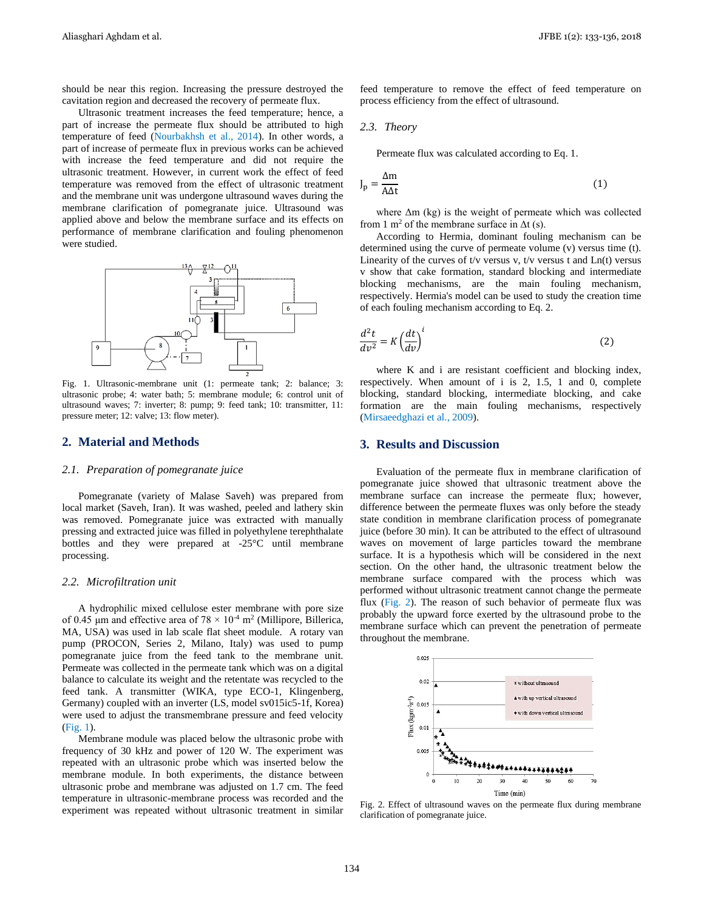should be near this region. Increasing the pressure destroyed the cavitation region and decreased the recovery of permeate flux.

Ultrasonic treatment increases the feed temperature; hence, a part of increase the permeate flux should be attributed to high temperature of feed (Nourbakhsh et al., 2014). In other words, a part of increase of permeate flux in previous works can be achieved with increase the feed temperature and did not require the ultrasonic treatment. However, in current work the effect of feed temperature was removed from the effect of ultrasonic treatment and the membrane unit was undergone ultrasound waves during the membrane clarification of pomegranate juice. Ultrasound was applied above and below the membrane surface and its effects on performance of membrane clarification and fouling phenomenon were studied.

Fig. 1. Ultrasonic-membrane unit (1: permeate tank; 2: balance; 3: ultrasonic probe; 4: water bath; 5: membrane module; 6: control unit of ultrasound waves; 7: inverter; 8: pump; 9: feed tank; 10: transmitter, 11: pressure meter; 12: valve; 13: flow meter).

## 2. Material and Methods

### 2.1. Preparation of pomegranate juice

Pomegranate (variety of Malase Saveh) was prepared from local market (Saveh, Iran). It was washed, peeled and lathery skin was removed. Pomegranate juice was extracted with manually pressing and extracted juice was filled in polyethylene terephthalate bottles and they were prepared at -25°C until membrane processing.

### 2.2. Microfiltration unit

A hydrophilic mixed cellulose ester membrane with pore size of 0.45 µm and effective area of $78 \times 10^{-4}$ $m^2$ (Millipore, Billerica, MA, USA) was used in lab scale flat sheet module. A rotary van pump (PROCON, Series 2, Milano, Italy) was used to pump pomegranate juice from the feed tank to the membrane unit. Permeate was collected in the permeate tank which was on a digital balance to calculate its weight and the retentate was recycled to the feed tank. A transmitter (WIKA, type ECO-1, Klingenberg, Germany) coupled with an inverter (LS, model sv015ic5-1f, Korea) were used to adjust the transmembrane pressure and feed velocity (Fig. 1).

Membrane module was placed below the ultrasonic probe with frequency of 30 kHz and power of 120 W. The experiment was repeated with an ultrasonic probe which was inserted below the membrane module. In both experiments, the distance between ultrasonic probe and membrane was adjusted on 1.7 cm. The feed temperature in ultrasonic-membrane process was recorded and the experiment was repeated without ultrasonic treatment in similar feed temperature to remove the effect of feed temperature on process efficiency from the effect of ultrasound.

### 2.3. Theory

Permeate flux was calculated according to Eq. 1.

$$J_p = \frac{\Delta m}{A \Delta t} \tag{1}$$

where Δm (kg) is the weight of permeate which was collected from 1 $m^2$ of the membrane surface in Δt (s).

According to Hermia, dominant fouling mechanism can be determined using the curve of permeate volume (v) versus time (t). Linearity of the curves of t/v versus v, t/v versus t and Ln(t) versus v show that cake formation, standard blocking and intermediate blocking mechanisms, are the main fouling mechanism, respectively. Hermia's model can be used to study the creation time of each fouling mechanism according to Eq. 2.

$$\frac{d^2t}{dv^2} = K\left(\frac{dt}{dv}\right)^i \tag{2}$$

where K and i are resistant coefficient and blocking index, respectively. When amount of i is 2, 1.5, 1 and 0, complete blocking, standard blocking, intermediate blocking, and cake formation are the main fouling mechanisms, respectively (Mirsaeedghazi et al., 2009).

## 3. Results and Discussion

Evaluation of the permeate flux in membrane clarification of pomegranate juice showed that ultrasonic treatment above the membrane surface can increase the permeate flux; however, difference between the permeate fluxes was only before the steady state condition in membrane clarification process of pomegranate juice (before 30 min). It can be attributed to the effect of ultrasound waves on movement of large particles toward the membrane surface. It is a hypothesis which will be considered in the next section. On the other hand, the ultrasonic treatment below the membrane surface compared with the process which was performed without ultrasonic treatment cannot change the permeate flux (Fig. 2). The reason of such behavior of permeate flux was probably the upward force exerted by the ultrasound probe to the membrane surface which can prevent the penetration of permeate throughout the membrane.

Fig. 2. Effect of ultrasound waves on the permeate flux during membrane clarification of pomegranate juice.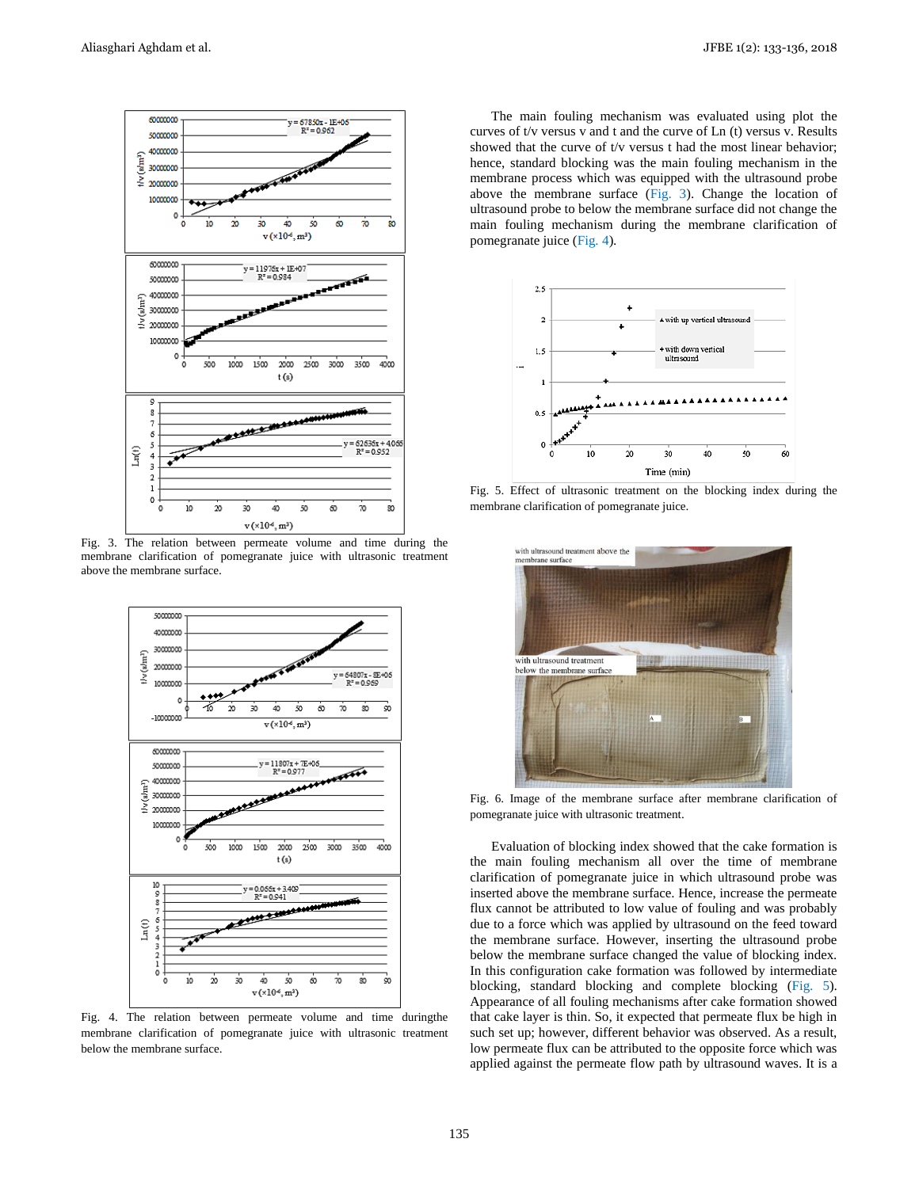Fig. 3. The relation between permeate volume and time during the membrane clarification of pomegranate juice with ultrasonic treatment above the membrane surface.

Fig. 4. The relation between permeate volume and time duringthe membrane clarification of pomegranate juice with ultrasonic treatment below the membrane surface.

The main fouling mechanism was evaluated using plot the curves of t/v versus v and t and the curve of Ln (t) versus v. Results showed that the curve of t/v versus t had the most linear behavior; hence, standard blocking was the main fouling mechanism in the membrane process which was equipped with the ultrasound probe above the membrane surface (Fig. 3). Change the location of ultrasound probe to below the membrane surface did not change the main fouling mechanism during the membrane clarification of pomegranate juice (Fig. 4).

Fig. 5. Effect of ultrasonic treatment on the blocking index during the membrane clarification of pomegranate juice.

Fig. 6. Image of the membrane surface after membrane clarification of pomegranate juice with ultrasonic treatment.

Evaluation of blocking index showed that the cake formation is the main fouling mechanism all over the time of membrane clarification of pomegranate juice in which ultrasound probe was inserted above the membrane surface. Hence, increase the permeate flux cannot be attributed to low value of fouling and was probably due to a force which was applied by ultrasound on the feed toward the membrane surface. However, inserting the ultrasound probe below the membrane surface changed the value of blocking index. In this configuration cake formation was followed by intermediate blocking, standard blocking and complete blocking (Fig. 5). Appearance of all fouling mechanisms after cake formation showed that cake layer is thin. So, it expected that permeate flux be high in such set up; however, different behavior was observed. As a result, low permeate flux can be attributed to the opposite force which was applied against the permeate flow path by ultrasound waves. It is a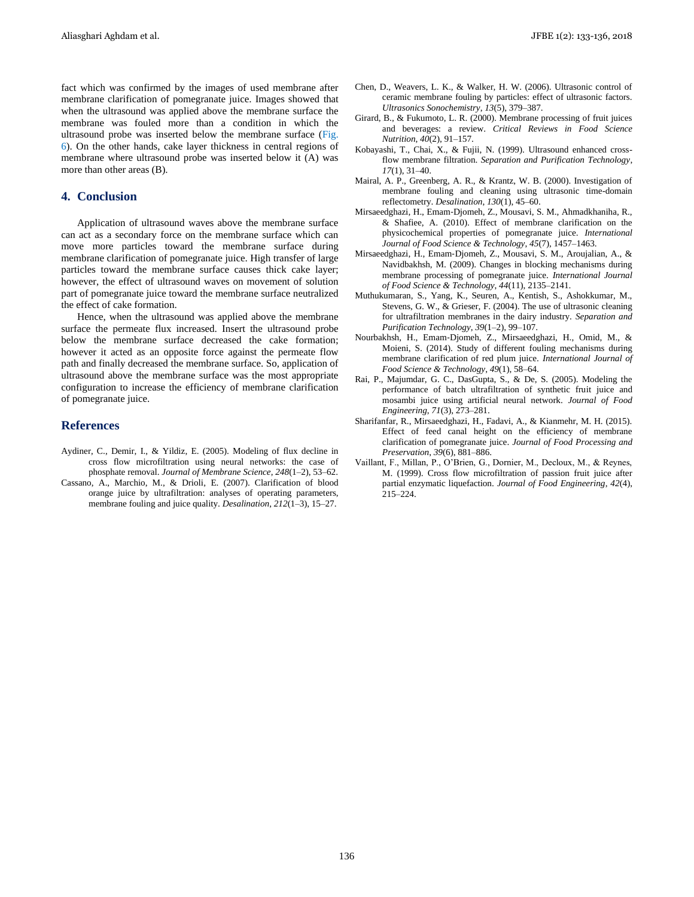fact which was confirmed by the images of used membrane after membrane clarification of pomegranate juice. Images showed that when the ultrasound was applied above the membrane surface the membrane was fouled more than a condition in which the ultrasound probe was inserted below the membrane surface (Fig. 6). On the other hands, cake layer thickness in central regions of membrane where ultrasound probe was inserted below it (A) was more than other areas (B).

## 4. Conclusion

Application of ultrasound waves above the membrane surface can act as a secondary force on the membrane surface which can move more particles toward the membrane surface during membrane clarification of pomegranate juice. High transfer of large particles toward the membrane surface causes thick cake layer; however, the effect of ultrasound waves on movement of solution part of pomegranate juice toward the membrane surface neutralized the effect of cake formation.

Hence, when the ultrasound was applied above the membrane surface the permeate flux increased. Insert the ultrasound probe below the membrane surface decreased the cake formation; however it acted as an opposite force against the permeate flow path and finally decreased the membrane surface. So, application of ultrasound above the membrane surface was the most appropriate configuration to increase the efficiency of membrane clarification of pomegranate juice.

## References

Aydiner, C., Demir, I., & Yildiz, E. (2005). Modeling of flux decline in cross flow microfiltration using neural networks: the case of phosphate removal. *Journal of Membrane Science*, *248*(1–2), 53–62.

Cassano, A., Marchio, M., & Drioli, E. (2007). Clarification of blood orange juice by ultrafiltration: analyses of operating parameters, membrane fouling and juice quality. *Desalination*, *212*(1–3), 15–27.

Chen, D., Weavers, L. K., & Walker, H. W. (2006). Ultrasonic control of ceramic membrane fouling by particles: effect of ultrasonic factors. *Ultrasonics Sonochemistry*, *13*(5), 379–387.

Girard, B., & Fukumoto, L. R. (2000). Membrane processing of fruit juices and beverages: a review. *Critical Reviews in Food Science Nutrition*, *40*(2), 91–157.

Kobayashi, T., Chai, X., & Fujii, N. (1999). Ultrasound enhanced cross-flow membrane filtration. *Separation and Purification Technology*, *17*(1), 31–40.

Mairal, A. P., Greenberg, A. R., & Krantz, W. B. (2000). Investigation of membrane fouling and cleaning using ultrasonic time-domain reflectometry. *Desalination*, *130*(1), 45–60.

Mirsaeedghazi, H., Emam-Djomeh, Z., Mousavi, S. M., Ahmadkhaniha, R., & Shafiee, A. (2010). Effect of membrane clarification on the physicochemical properties of pomegranate juice. *International Journal of Food Science & Technology*, *45*(7), 1457–1463.

Mirsaeedghazi, H., Emam-Djomeh, Z., Mousavi, S. M., Aroujalian, A., & Navidbakhsh, M. (2009). Changes in blocking mechanisms during membrane processing of pomegranate juice. *International Journal of Food Science & Technology*, *44*(11), 2135–2141.

Muthukumaran, S., Yang, K., Seuren, A., Kentish, S., Ashokkumar, M., Stevens, G. W., & Grieser, F. (2004). The use of ultrasonic cleaning for ultrafiltration membranes in the dairy industry. *Separation and Purification Technology*, *39*(1–2), 99–107.

Nourbakhsh, H., Emam-Djomeh, Z., Mirsaeedghazi, H., Omid, M., & Moieni, S. (2014). Study of different fouling mechanisms during membrane clarification of red plum juice. *International Journal of Food Science & Technology*, *49*(1), 58–64.

Rai, P., Majumdar, G. C., DasGupta, S., & De, S. (2005). Modeling the performance of batch ultrafiltration of synthetic fruit juice and mosambi juice using artificial neural network. *Journal of Food Engineering*, *71*(3), 273–281.

Sharifanfar, R., Mirsaeedghazi, H., Fadavi, A., & Kianmehr, M. H. (2015). Effect of feed canal height on the efficiency of membrane clarification of pomegranate juice. *Journal of Food Processing and Preservation*, *39*(6), 881–886.

Vaillant, F., Millan, P., O'Brien, G., Dornier, M., Decloux, M., & Reynes, M. (1999). Cross flow microfiltration of passion fruit juice after partial enzymatic liquefaction. *Journal of Food Engineering*, *42*(4), 215–224.